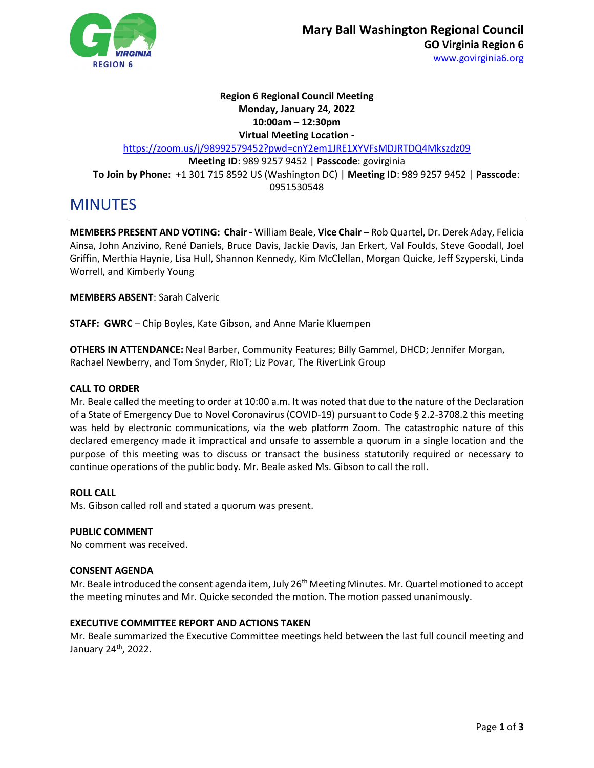**Mary Ball Washington Regional Council**
**GO Virginia Region 6**
www.govirginia6.org

**Region 6 Regional Council Meeting**
**Monday, January 24, 2022**
**10:00am – 12:30pm**
**Virtual Meeting Location -**
https://zoom.us/j/98992579452?pwd=cnY2em1JRE1XYVFsMDJRTDQ4Mkszdz09
**Meeting ID**: 989 9257 9452 | **Passcode**: govirginia
**To Join by Phone:** +1 301 715 8592 US (Washington DC) | **Meeting ID**: 989 9257 9452 | **Passcode**: 0951530548

# MINUTES

**MEMBERS PRESENT AND VOTING: Chair -** William Beale, **Vice Chair** – Rob Quartel, Dr. Derek Aday, Felicia Ainsa, John Anzivino, René Daniels, Bruce Davis, Jackie Davis, Jan Erkert, Val Foulds, Steve Goodall, Joel Griffin, Merthia Haynie, Lisa Hull, Shannon Kennedy, Kim McClellan, Morgan Quicke, Jeff Szyperski, Linda Worrell, and Kimberly Young

**MEMBERS ABSENT**: Sarah Calveric

**STAFF: GWRC** – Chip Boyles, Kate Gibson, and Anne Marie Kluempen

**OTHERS IN ATTENDANCE:** Neal Barber, Community Features; Billy Gammel, DHCD; Jennifer Morgan, Rachael Newberry, and Tom Snyder, RIoT; Liz Povar, The RiverLink Group

**CALL TO ORDER**
Mr. Beale called the meeting to order at 10:00 a.m. It was noted that due to the nature of the Declaration of a State of Emergency Due to Novel Coronavirus (COVID-19) pursuant to Code § 2.2-3708.2 this meeting was held by electronic communications, via the web platform Zoom. The catastrophic nature of this declared emergency made it impractical and unsafe to assemble a quorum in a single location and the purpose of this meeting was to discuss or transact the business statutorily required or necessary to continue operations of the public body. Mr. Beale asked Ms. Gibson to call the roll.

**ROLL CALL**
Ms. Gibson called roll and stated a quorum was present.

**PUBLIC COMMENT**
No comment was received.

**CONSENT AGENDA**
Mr. Beale introduced the consent agenda item, July 26th Meeting Minutes. Mr. Quartel motioned to accept the meeting minutes and Mr. Quicke seconded the motion. The motion passed unanimously.

**EXECUTIVE COMMITTEE REPORT AND ACTIONS TAKEN**
Mr. Beale summarized the Executive Committee meetings held between the last full council meeting and January 24th, 2022.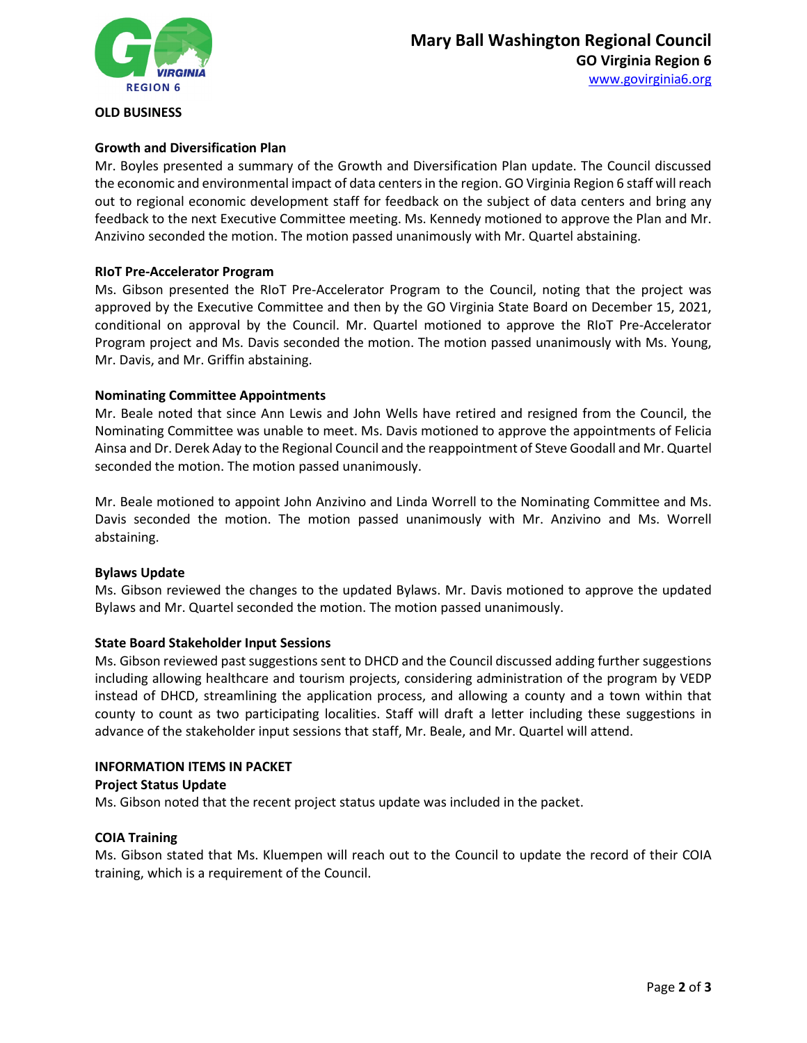## OLD BUSINESS

### Growth and Diversification Plan

Mr. Boyles presented a summary of the Growth and Diversification Plan update. The Council discussed the economic and environmental impact of data centers in the region. GO Virginia Region 6 staff will reach out to regional economic development staff for feedback on the subject of data centers and bring any feedback to the next Executive Committee meeting. Ms. Kennedy motioned to approve the Plan and Mr. Anzivino seconded the motion. The motion passed unanimously with Mr. Quartel abstaining.

### RIoT Pre-Accelerator Program

Ms. Gibson presented the RIoT Pre-Accelerator Program to the Council, noting that the project was approved by the Executive Committee and then by the GO Virginia State Board on December 15, 2021, conditional on approval by the Council. Mr. Quartel motioned to approve the RIoT Pre-Accelerator Program project and Ms. Davis seconded the motion. The motion passed unanimously with Ms. Young, Mr. Davis, and Mr. Griffin abstaining.

### Nominating Committee Appointments

Mr. Beale noted that since Ann Lewis and John Wells have retired and resigned from the Council, the Nominating Committee was unable to meet. Ms. Davis motioned to approve the appointments of Felicia Ainsa and Dr. Derek Aday to the Regional Council and the reappointment of Steve Goodall and Mr. Quartel seconded the motion. The motion passed unanimously.

Mr. Beale motioned to appoint John Anzivino and Linda Worrell to the Nominating Committee and Ms. Davis seconded the motion. The motion passed unanimously with Mr. Anzivino and Ms. Worrell abstaining.

### Bylaws Update

Ms. Gibson reviewed the changes to the updated Bylaws. Mr. Davis motioned to approve the updated Bylaws and Mr. Quartel seconded the motion. The motion passed unanimously.

### State Board Stakeholder Input Sessions

Ms. Gibson reviewed past suggestions sent to DHCD and the Council discussed adding further suggestions including allowing healthcare and tourism projects, considering administration of the program by VEDP instead of DHCD, streamlining the application process, and allowing a county and a town within that county to count as two participating localities. Staff will draft a letter including these suggestions in advance of the stakeholder input sessions that staff, Mr. Beale, and Mr. Quartel will attend.

## INFORMATION ITEMS IN PACKET

### Project Status Update

Ms. Gibson noted that the recent project status update was included in the packet.

### COIA Training

Ms. Gibson stated that Ms. Kluempen will reach out to the Council to update the record of their COIA training, which is a requirement of the Council.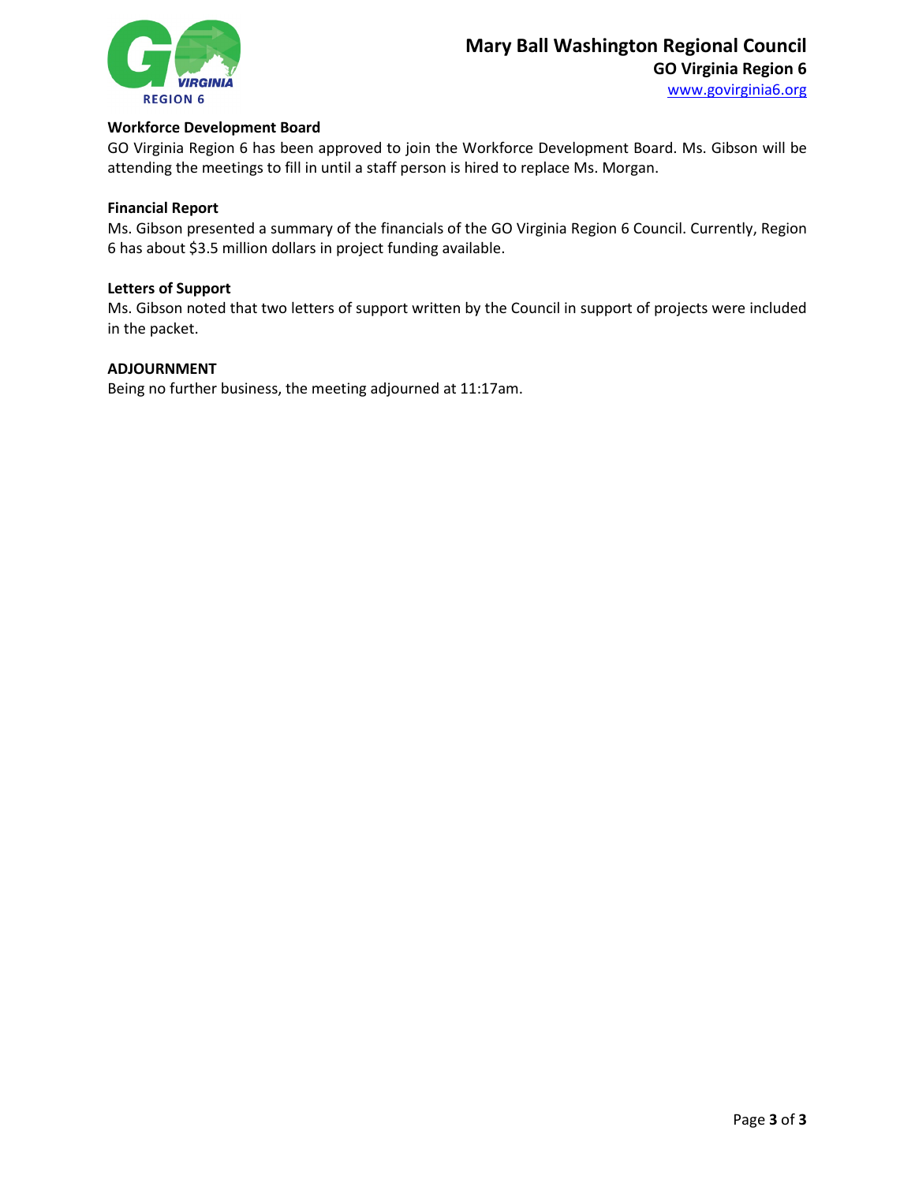**Workforce Development Board**

GO Virginia Region 6 has been approved to join the Workforce Development Board. Ms. Gibson will be attending the meetings to fill in until a staff person is hired to replace Ms. Morgan.

**Financial Report**

Ms. Gibson presented a summary of the financials of the GO Virginia Region 6 Council. Currently, Region 6 has about $3.5 million dollars in project funding available.

**Letters of Support**

Ms. Gibson noted that two letters of support written by the Council in support of projects were included in the packet.

**ADJOURNMENT**

Being no further business, the meeting adjourned at 11:17am.